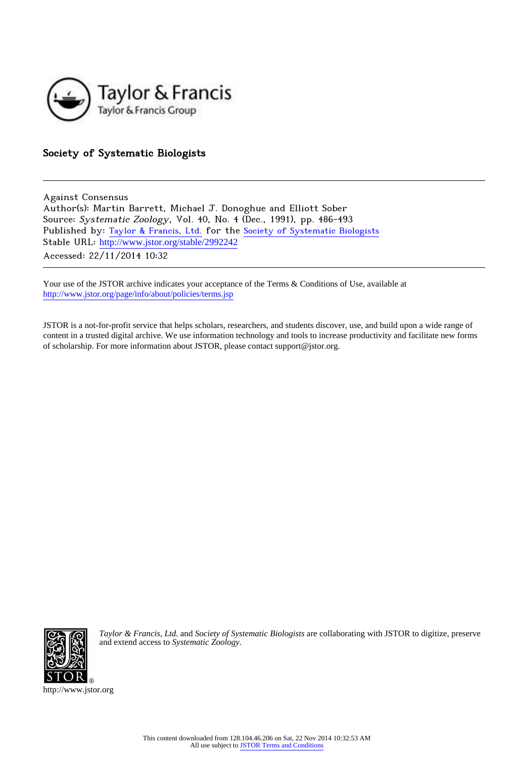Taylor & Francis
Taylor & Francis Group

**Society of Systematic Biologists**

---

Against Consensus
Author(s): Martin Barrett, Michael J. Donoghue and Elliott Sober
Source: *Systematic Zoology*, Vol. 40, No. 4 (Dec., 1991), pp. 486-493
Published by: Taylor & Francis, Ltd. for the Society of Systematic Biologists
Stable URL: http://www.jstor.org/stable/2992242
Accessed: 22/11/2014 10:32

---

Your use of the JSTOR archive indicates your acceptance of the Terms & Conditions of Use, available at
http://www.jstor.org/page/info/about/policies/terms.jsp

JSTOR is a not-for-profit service that helps scholars, researchers, and students discover, use, and build upon a wide range of content in a trusted digital archive. We use information technology and tools to increase productivity and facilitate new forms of scholarship. For more information about JSTOR, please contact support@jstor.org.

*Taylor & Francis, Ltd.* and *Society of Systematic Biologists* are collaborating with JSTOR to digitize, preserve and extend access to *Systematic Zoology.*

http://www.jstor.org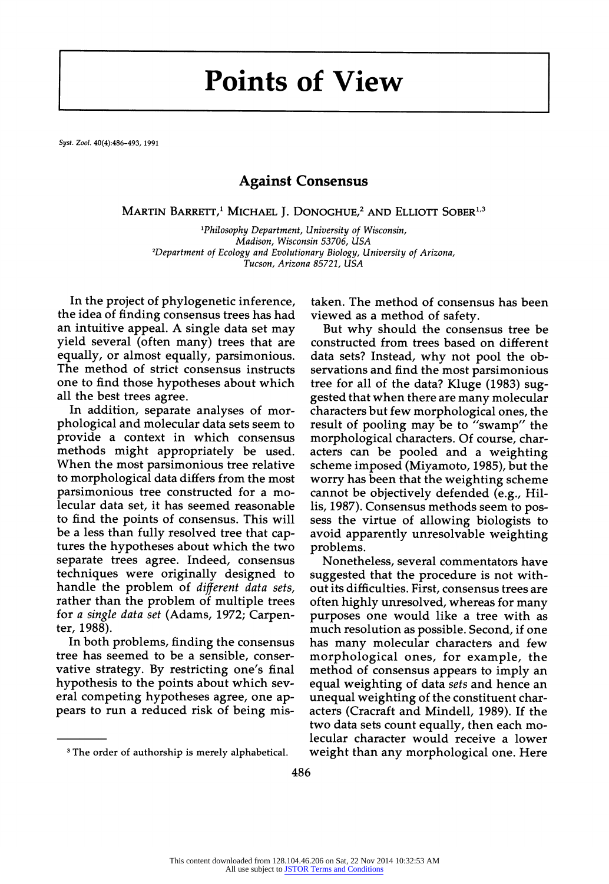# Points of View

Syst. Zool. 40(4):486–493, 1991

## Against Consensus

Martin Barrett,[1] Michael J. Donoghue,[2] and Elliott Sober[1,3]

[1]Philosophy Department, University of Wisconsin, Madison, Wisconsin 53706, USA
[2]Department of Ecology and Evolutionary Biology, University of Arizona, Tucson, Arizona 85721, USA

In the project of phylogenetic inference, the idea of finding consensus trees has had an intuitive appeal. A single data set may yield several (often many) trees that are equally, or almost equally, parsimonious. The method of strict consensus instructs one to find those hypotheses about which all the best trees agree.

In addition, separate analyses of morphological and molecular data sets seem to provide a context in which consensus methods might appropriately be used. When the most parsimonious tree relative to morphological data differs from the most parsimonious tree constructed for a molecular data set, it has seemed reasonable to find the points of consensus. This will be a less than fully resolved tree that captures the hypotheses about which the two separate trees agree. Indeed, consensus techniques were originally designed to handle the problem of *different data sets*, rather than the problem of multiple trees for *a single data set* (Adams, 1972; Carpenter, 1988).

In both problems, finding the consensus tree has seemed to be a sensible, conservative strategy. By restricting one's final hypothesis to the points about which several competing hypotheses agree, one appears to run a reduced risk of being mistaken. The method of consensus has been viewed as a method of safety.

But why should the consensus tree be constructed from trees based on different data sets? Instead, why not pool the observations and find the most parsimonious tree for all of the data? Kluge (1983) suggested that when there are many molecular characters but few morphological ones, the result of pooling may be to "swamp" the morphological characters. Of course, characters can be pooled and a weighting scheme imposed (Miyamoto, 1985), but the worry has been that the weighting scheme cannot be objectively defended (e.g., Hillis, 1987). Consensus methods seem to possess the virtue of allowing biologists to avoid apparently unresolvable weighting problems.

Nonetheless, several commentators have suggested that the procedure is not without its difficulties. First, consensus trees are often highly unresolved, whereas for many purposes one would like a tree with as much resolution as possible. Second, if one has many molecular characters and few morphological ones, for example, the method of consensus appears to imply an equal weighting of data *sets* and hence an unequal weighting of the constituent characters (Cracraft and Mindell, 1989). If the two data sets count equally, then each molecular character would receive a lower weight than any morphological one. Here

[3] The order of authorship is merely alphabetical.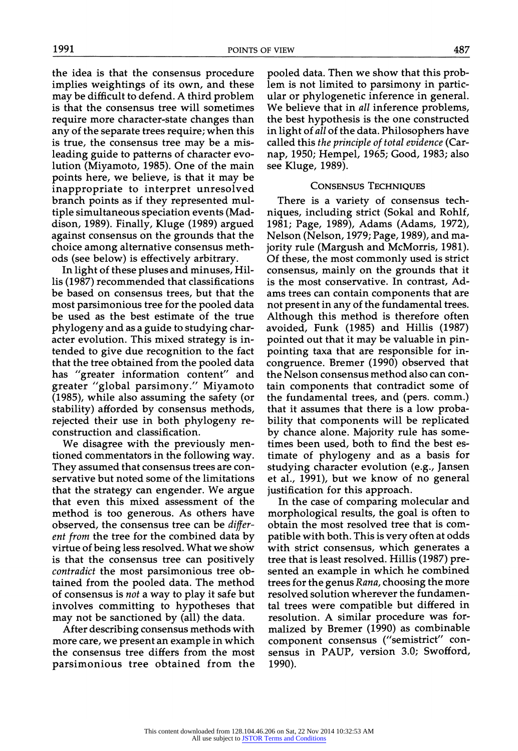the idea is that the consensus procedure implies weightings of its own, and these may be difficult to defend. A third problem is that the consensus tree will sometimes require more character-state changes than any of the separate trees require; when this is true, the consensus tree may be a misleading guide to patterns of character evolution (Miyamoto, 1985). One of the main points here, we believe, is that it may be inappropriate to interpret unresolved branch points as if they represented multiple simultaneous speciation events (Maddison, 1989). Finally, Kluge (1989) argued against consensus on the grounds that the choice among alternative consensus methods (see below) is effectively arbitrary.

In light of these pluses and minuses, Hillis (1987) recommended that classifications be based on consensus trees, but that the most parsimonious tree for the pooled data be used as the best estimate of the true phylogeny and as a guide to studying character evolution. This mixed strategy is intended to give due recognition to the fact that the tree obtained from the pooled data has "greater information content" and greater "global parsimony." Miyamoto (1985), while also assuming the safety (or stability) afforded by consensus methods, rejected their use in both phylogeny reconstruction and classification.

We disagree with the previously mentioned commentators in the following way. They assumed that consensus trees are conservative but noted some of the limitations that the strategy can engender. We argue that even this mixed assessment of the method is too generous. As others have observed, the consensus tree can be *different from* the tree for the combined data by virtue of being less resolved. What we show is that the consensus tree can positively *contradict* the most parsimonious tree obtained from the pooled data. The method of consensus is *not* a way to play it safe but involves committing to hypotheses that may not be sanctioned by (all) the data.

After describing consensus methods with more care, we present an example in which the consensus tree differs from the most parsimonious tree obtained from the pooled data. Then we show that this problem is not limited to parsimony in particular or phylogenetic inference in general. We believe that in *all* inference problems, the best hypothesis is the one constructed in light of *all* of the data. Philosophers have called this *the principle of total evidence* (Carnap, 1950; Hempel, 1965; Good, 1983; also see Kluge, 1989).

## Consensus Techniques

There is a variety of consensus techniques, including strict (Sokal and Rohlf, 1981; Page, 1989), Adams (Adams, 1972), Nelson (Nelson, 1979; Page, 1989), and majority rule (Margush and McMorris, 1981). Of these, the most commonly used is strict consensus, mainly on the grounds that it is the most conservative. In contrast, Adams trees can contain components that are not present in any of the fundamental trees. Although this method is therefore often avoided, Funk (1985) and Hillis (1987) pointed out that it may be valuable in pinpointing taxa that are responsible for incongruence. Bremer (1990) observed that the Nelson consensus method also can contain components that contradict some of the fundamental trees, and (pers. comm.) that it assumes that there is a low probability that components will be replicated by chance alone. Majority rule has sometimes been used, both to find the best estimate of phylogeny and as a basis for studying character evolution (e.g., Jansen et al., 1991), but we know of no general justification for this approach.

In the case of comparing molecular and morphological results, the goal is often to obtain the most resolved tree that is compatible with both. This is very often at odds with strict consensus, which generates a tree that is least resolved. Hillis (1987) presented an example in which he combined trees for the genus *Rana*, choosing the more resolved solution wherever the fundamental trees were compatible but differed in resolution. A similar procedure was formalized by Bremer (1990) as combinable component consensus ("semistrict" consensus in PAUP, version 3.0; Swofford, 1990).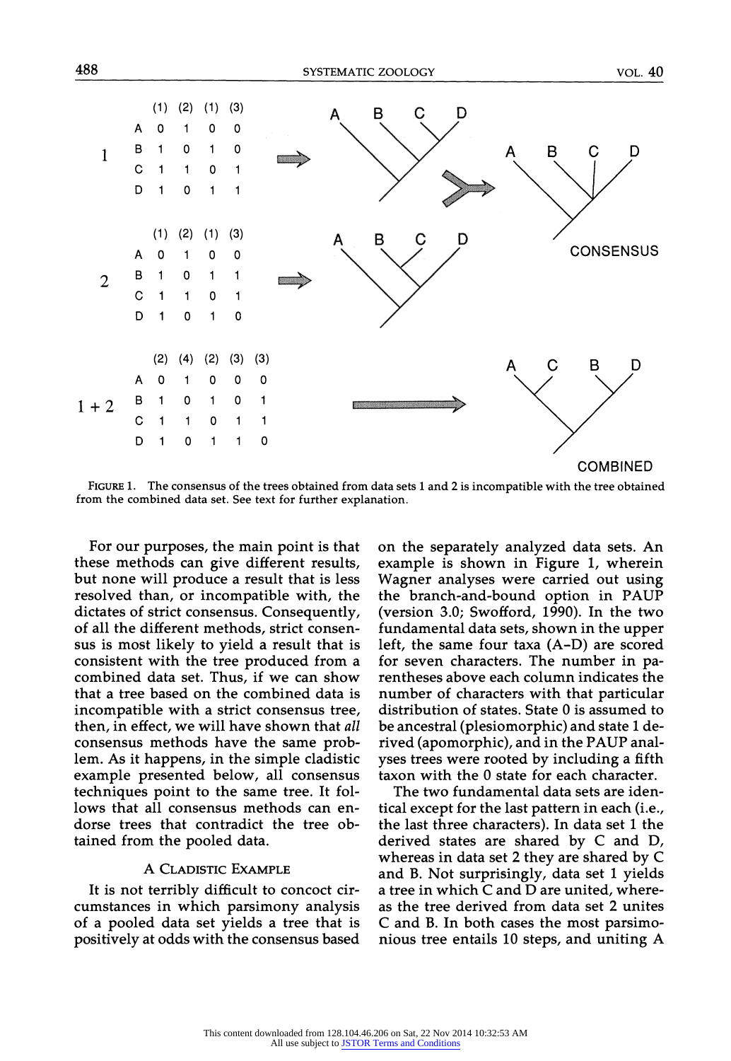|  | (1) | (2) | (1) | (3) |
|---|---|---|---|---|
| A | 0 | 1 | 0 | 0 |
| B | 1 | 0 | 1 | 0 |
| C | 1 | 1 | 0 | 1 |
| D | 1 | 0 | 1 | 1 |

|  | (1) | (2) | (1) | (3) |
|---|---|---|---|---|
| A | 0 | 1 | 0 | 0 |
| B | 1 | 0 | 1 | 1 |
| C | 1 | 1 | 0 | 1 |
| D | 1 | 0 | 1 | 0 |

|  | (2) | (4) | (2) | (3) | (3) |
|---|---|---|---|---|---|
| A | 0 | 1 | 0 | 0 | 0 |
| B | 1 | 0 | 1 | 0 | 1 |
| C | 1 | 1 | 0 | 1 | 1 |
| D | 1 | 0 | 1 | 1 | 0 |

FIGURE 1. The consensus of the trees obtained from data sets 1 and 2 is incompatible with the tree obtained from the combined data set. See text for further explanation.

For our purposes, the main point is that these methods can give different results, but none will produce a result that is less resolved than, or incompatible with, the dictates of strict consensus. Consequently, of all the different methods, strict consensus is most likely to yield a result that is consistent with the tree produced from a combined data set. Thus, if we can show that a tree based on the combined data is incompatible with a strict consensus tree, then, in effect, we will have shown that *all* consensus methods have the same problem. As it happens, in the simple cladistic example presented below, all consensus techniques point to the same tree. It follows that all consensus methods can endorse trees that contradict the tree obtained from the pooled data.

## A CLADISTIC EXAMPLE

It is not terribly difficult to concoct circumstances in which parsimony analysis of a pooled data set yields a tree that is positively at odds with the consensus based on the separately analyzed data sets. An example is shown in Figure 1, wherein Wagner analyses were carried out using the branch-and-bound option in PAUP (version 3.0; Swofford, 1990). In the two fundamental data sets, shown in the upper left, the same four taxa (A–D) are scored for seven characters. The number in parentheses above each column indicates the number of characters with that particular distribution of states. State 0 is assumed to be ancestral (plesiomorphic) and state 1 derived (apomorphic), and in the PAUP analyses trees were rooted by including a fifth taxon with the 0 state for each character.

The two fundamental data sets are identical except for the last pattern in each (i.e., the last three characters). In data set 1 the derived states are shared by C and D, whereas in data set 2 they are shared by C and B. Not surprisingly, data set 1 yields a tree in which C and D are united, whereas the tree derived from data set 2 unites C and B. In both cases the most parsimonious tree entails 10 steps, and uniting A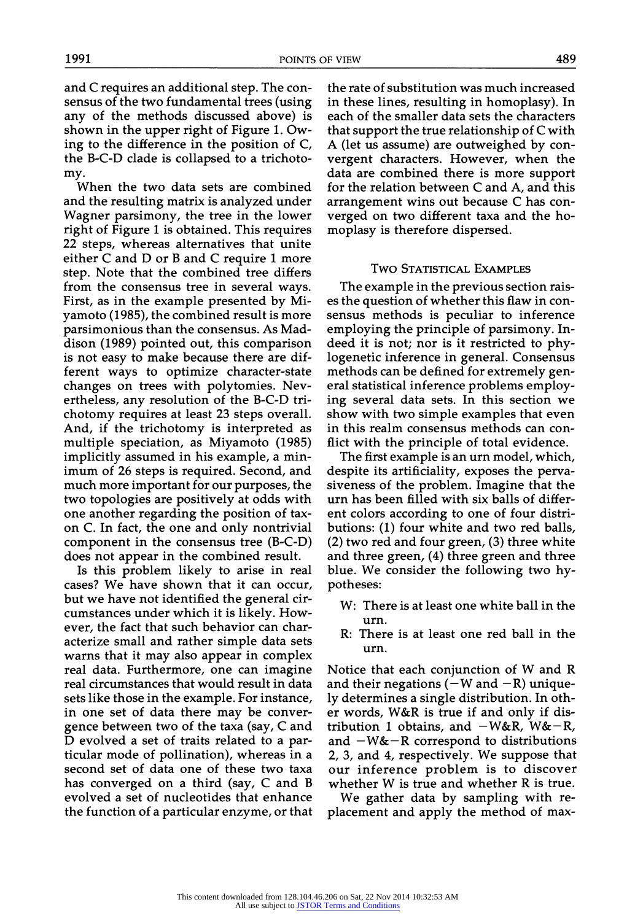and C requires an additional step. The consensus of the two fundamental trees (using any of the methods discussed above) is shown in the upper right of Figure 1. Owing to the difference in the position of C, the B-C-D clade is collapsed to a trichotomy.

When the two data sets are combined and the resulting matrix is analyzed under Wagner parsimony, the tree in the lower right of Figure 1 is obtained. This requires 22 steps, whereas alternatives that unite either C and D or B and C require 1 more step. Note that the combined tree differs from the consensus tree in several ways. First, as in the example presented by Miyamoto (1985), the combined result is more parsimonious than the consensus. As Maddison (1989) pointed out, this comparison is not easy to make because there are different ways to optimize character-state changes on trees with polytomies. Nevertheless, any resolution of the B-C-D trichotomy requires at least 23 steps overall. And, if the trichotomy is interpreted as multiple speciation, as Miyamoto (1985) implicitly assumed in his example, a minimum of 26 steps is required. Second, and much more important for our purposes, the two topologies are positively at odds with one another regarding the position of taxon C. In fact, the one and only nontrivial component in the consensus tree (B-C-D) does not appear in the combined result.

Is this problem likely to arise in real cases? We have shown that it can occur, but we have not identified the general circumstances under which it is likely. However, the fact that such behavior can characterize small and rather simple data sets warns that it may also appear in complex real data. Furthermore, one can imagine real circumstances that would result in data sets like those in the example. For instance, in one set of data there may be convergence between two of the taxa (say, C and D evolved a set of traits related to a particular mode of pollination), whereas in a second set of data one of these two taxa has converged on a third (say, C and B evolved a set of nucleotides that enhance the function of a particular enzyme, or that the rate of substitution was much increased in these lines, resulting in homoplasy). In each of the smaller data sets the characters that support the true relationship of C with A (let us assume) are outweighed by convergent characters. However, when the data are combined there is more support for the relation between C and A, and this arrangement wins out because C has converged on two different taxa and the homoplasy is therefore dispersed.

## Two Statistical Examples

The example in the previous section raises the question of whether this flaw in consensus methods is peculiar to inference employing the principle of parsimony. Indeed it is not; nor is it restricted to phylogenetic inference in general. Consensus methods can be defined for extremely general statistical inference problems employing several data sets. In this section we show with two simple examples that even in this realm consensus methods can conflict with the principle of total evidence.

The first example is an urn model, which, despite its artificiality, exposes the pervasiveness of the problem. Imagine that the urn has been filled with six balls of different colors according to one of four distributions: (1) four white and two red balls, (2) two red and four green, (3) three white and three green, (4) three green and three blue. We consider the following two hypotheses:

- W: There is at least one white ball in the urn.
- R: There is at least one red ball in the urn.

Notice that each conjunction of W and R and their negations (−W and −R) uniquely determines a single distribution. In other words, W&R is true if and only if distribution 1 obtains, and −W&R, W&−R, and −W&−R correspond to distributions 2, 3, and 4, respectively. We suppose that our inference problem is to discover whether W is true and whether R is true.

We gather data by sampling with replacement and apply the method of max-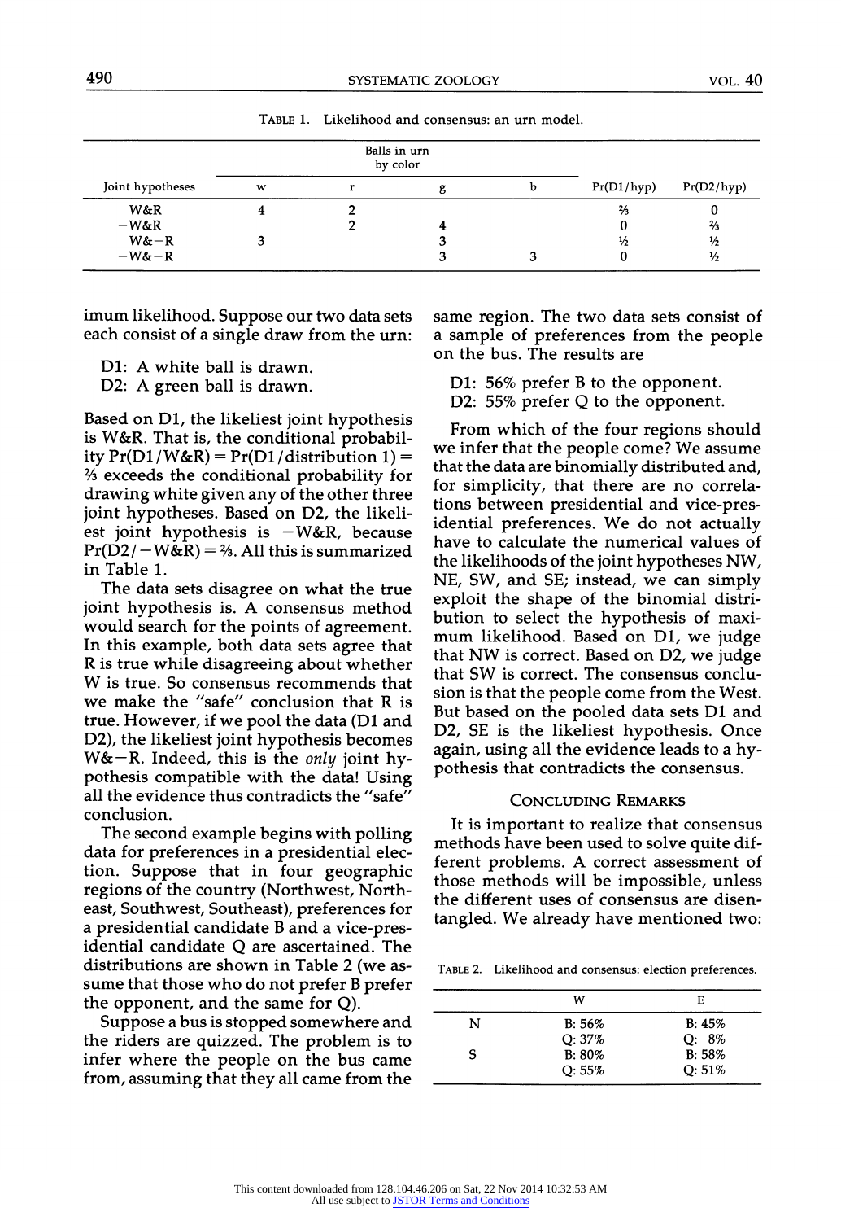TABLE 1. Likelihood and consensus: an urn model.

| Joint hypotheses | Balls in urn by color | | | | Pr(D1/hyp) | Pr(D2/hyp) |
|---|---|---|---|---|---|---|
| | w | r | g | b | | |
| W&R | 4 | 2 | | | ⅔ | 0 |
| −W&R | | 2 | 4 | | 0 | ⅔ |
| W&−R | 3 | | 3 | | ½ | ½ |
| −W&−R | | | 3 | 3 | 0 | ½ |

imum likelihood. Suppose our two data sets each consist of a single draw from the urn:

D1: A white ball is drawn.
D2: A green ball is drawn.

Based on D1, the likeliest joint hypothesis is W&R. That is, the conditional probability Pr(D1/W&R) = Pr(D1/distribution 1) = ⅔ exceeds the conditional probability for drawing white given any of the other three joint hypotheses. Based on D2, the likeliest joint hypothesis is −W&R, because Pr(D2/−W&R) = ⅔. All this is summarized in Table 1.

The data sets disagree on what the true joint hypothesis is. A consensus method would search for the points of agreement. In this example, both data sets agree that R is true while disagreeing about whether W is true. So consensus recommends that we make the "safe" conclusion that R is true. However, if we pool the data (D1 and D2), the likeliest joint hypothesis becomes W&−R. Indeed, this is the *only* joint hypothesis compatible with the data! Using all the evidence thus contradicts the "safe" conclusion.

The second example begins with polling data for preferences in a presidential election. Suppose that in four geographic regions of the country (Northwest, Northeast, Southwest, Southeast), preferences for a presidential candidate B and a vice-presidential candidate Q are ascertained. The distributions are shown in Table 2 (we assume that those who do not prefer B prefer the opponent, and the same for Q).

Suppose a bus is stopped somewhere and the riders are quizzed. The problem is to infer where the people on the bus came from, assuming that they all came from the same region. The two data sets consist of a sample of preferences from the people on the bus. The results are

D1: 56% prefer B to the opponent.
D2: 55% prefer Q to the opponent.

From which of the four regions should we infer that the people come? We assume that the data are binomially distributed and, for simplicity, that there are no correlations between presidential and vice-presidential preferences. We do not actually have to calculate the numerical values of the likelihoods of the joint hypotheses NW, NE, SW, and SE; instead, we can simply exploit the shape of the binomial distribution to select the hypothesis of maximum likelihood. Based on D1, we judge that NW is correct. Based on D2, we judge that SW is correct. The consensus conclusion is that the people come from the West. But based on the pooled data sets D1 and D2, SE is the likeliest hypothesis. Once again, using all the evidence leads to a hypothesis that contradicts the consensus.

## CONCLUDING REMARKS

It is important to realize that consensus methods have been used to solve quite different problems. A correct assessment of those methods will be impossible, unless the different uses of consensus are disentangled. We already have mentioned two:

TABLE 2. Likelihood and consensus: election preferences.

| | W | E |
|---|---|---|
| N | B: 56%<br>Q: 37% | B: 45%<br>Q: 8% |
| S | B: 80%<br>Q: 55% | B: 58%<br>Q: 51% |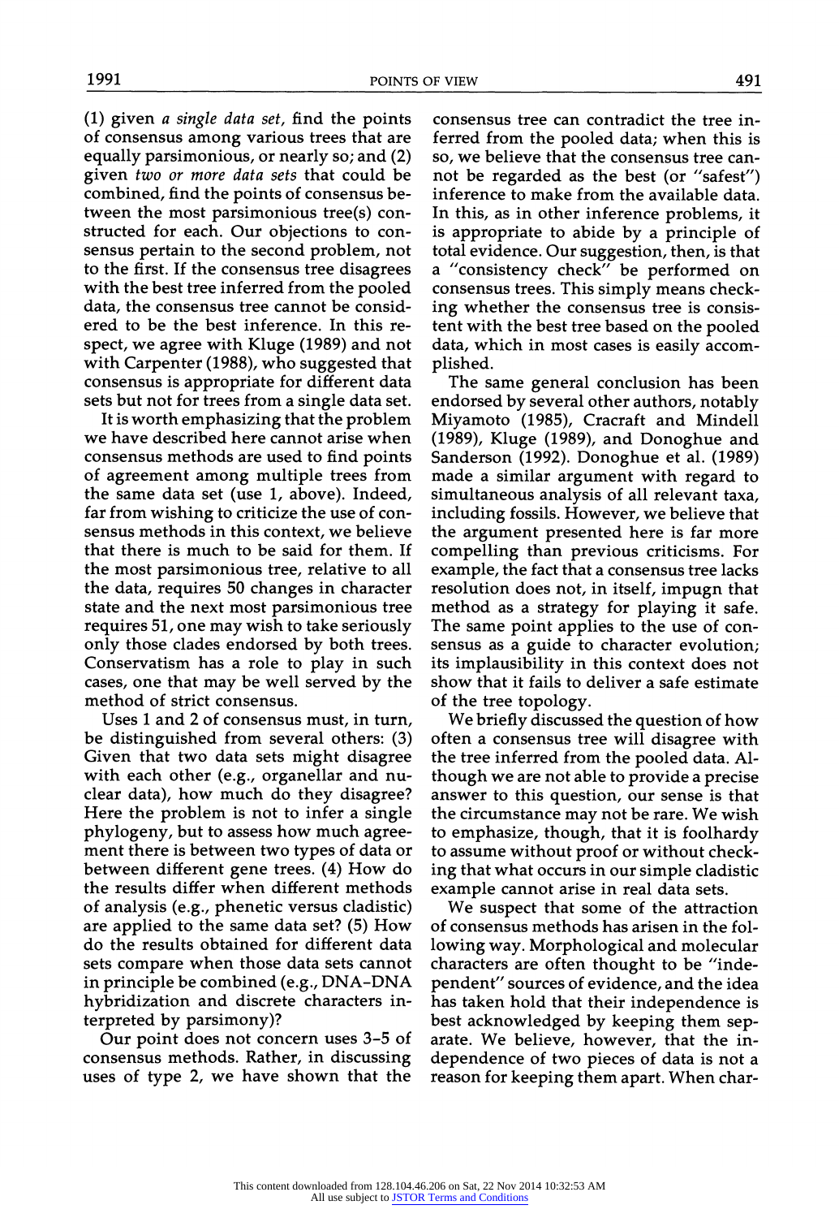(1) given *a single data set*, find the points of consensus among various trees that are equally parsimonious, or nearly so; and (2) given *two or more data sets* that could be combined, find the points of consensus between the most parsimonious tree(s) constructed for each. Our objections to consensus pertain to the second problem, not to the first. If the consensus tree disagrees with the best tree inferred from the pooled data, the consensus tree cannot be considered to be the best inference. In this respect, we agree with Kluge (1989) and not with Carpenter (1988), who suggested that consensus is appropriate for different data sets but not for trees from a single data set.

It is worth emphasizing that the problem we have described here cannot arise when consensus methods are used to find points of agreement among multiple trees from the same data set (use 1, above). Indeed, far from wishing to criticize the use of consensus methods in this context, we believe that there is much to be said for them. If the most parsimonious tree, relative to all the data, requires 50 changes in character state and the next most parsimonious tree requires 51, one may wish to take seriously only those clades endorsed by both trees. Conservatism has a role to play in such cases, one that may be well served by the method of strict consensus.

Uses 1 and 2 of consensus must, in turn, be distinguished from several others: (3) Given that two data sets might disagree with each other (e.g., organellar and nuclear data), how much do they disagree? Here the problem is not to infer a single phylogeny, but to assess how much agreement there is between two types of data or between different gene trees. (4) How do the results differ when different methods of analysis (e.g., phenetic versus cladistic) are applied to the same data set? (5) How do the results obtained for different data sets compare when those data sets cannot in principle be combined (e.g., DNA-DNA hybridization and discrete characters interpreted by parsimony)?

Our point does not concern uses 3–5 of consensus methods. Rather, in discussing uses of type 2, we have shown that the consensus tree can contradict the tree inferred from the pooled data; when this is so, we believe that the consensus tree cannot be regarded as the best (or "safest") inference to make from the available data. In this, as in other inference problems, it is appropriate to abide by a principle of total evidence. Our suggestion, then, is that a "consistency check" be performed on consensus trees. This simply means checking whether the consensus tree is consistent with the best tree based on the pooled data, which in most cases is easily accomplished.

The same general conclusion has been endorsed by several other authors, notably Miyamoto (1985), Cracraft and Mindell (1989), Kluge (1989), and Donoghue and Sanderson (1992). Donoghue et al. (1989) made a similar argument with regard to simultaneous analysis of all relevant taxa, including fossils. However, we believe that the argument presented here is far more compelling than previous criticisms. For example, the fact that a consensus tree lacks resolution does not, in itself, impugn that method as a strategy for playing it safe. The same point applies to the use of consensus as a guide to character evolution; its implausibility in this context does not show that it fails to deliver a safe estimate of the tree topology.

We briefly discussed the question of how often a consensus tree will disagree with the tree inferred from the pooled data. Although we are not able to provide a precise answer to this question, our sense is that the circumstance may not be rare. We wish to emphasize, though, that it is foolhardy to assume without proof or without checking that what occurs in our simple cladistic example cannot arise in real data sets.

We suspect that some of the attraction of consensus methods has arisen in the following way. Morphological and molecular characters are often thought to be "independent" sources of evidence, and the idea has taken hold that their independence is best acknowledged by keeping them separate. We believe, however, that the independence of two pieces of data is not a reason for keeping them apart. When char-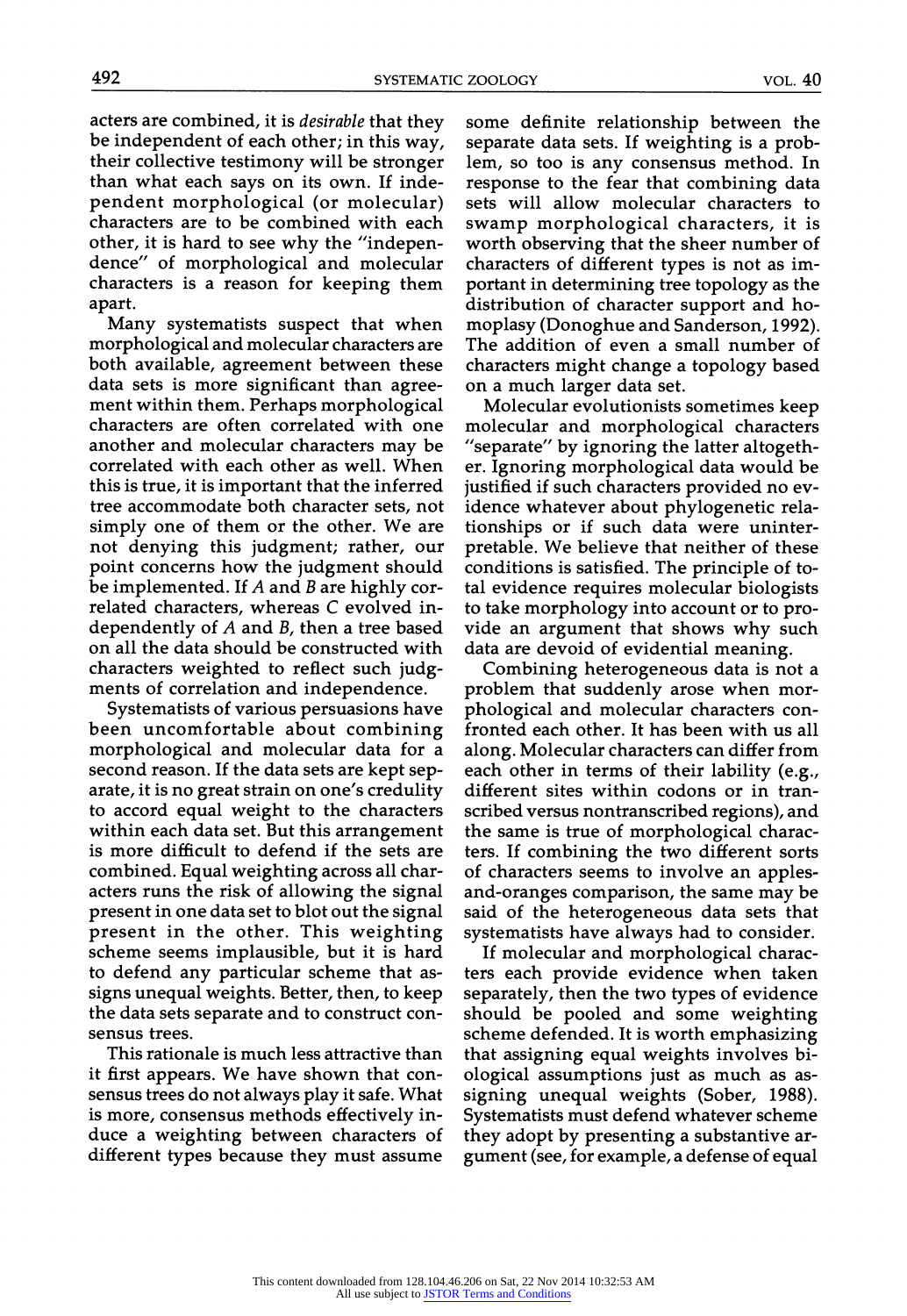acters are combined, it is *desirable* that they be independent of each other; in this way, their collective testimony will be stronger than what each says on its own. If independent morphological (or molecular) characters are to be combined with each other, it is hard to see why the "independence" of morphological and molecular characters is a reason for keeping them apart.

Many systematists suspect that when morphological and molecular characters are both available, agreement between these data sets is more significant than agreement within them. Perhaps morphological characters are often correlated with one another and molecular characters may be correlated with each other as well. When this is true, it is important that the inferred tree accommodate both character sets, not simply one of them or the other. We are not denying this judgment; rather, our point concerns how the judgment should be implemented. If *A* and *B* are highly correlated characters, whereas *C* evolved independently of *A* and *B*, then a tree based on all the data should be constructed with characters weighted to reflect such judgments of correlation and independence.

Systematists of various persuasions have been uncomfortable about combining morphological and molecular data for a second reason. If the data sets are kept separate, it is no great strain on one's credulity to accord equal weight to the characters within each data set. But this arrangement is more difficult to defend if the sets are combined. Equal weighting across all characters runs the risk of allowing the signal present in one data set to blot out the signal present in the other. This weighting scheme seems implausible, but it is hard to defend any particular scheme that assigns unequal weights. Better, then, to keep the data sets separate and to construct consensus trees.

This rationale is much less attractive than it first appears. We have shown that consensus trees do not always play it safe. What is more, consensus methods effectively induce a weighting between characters of different types because they must assume some definite relationship between the separate data sets. If weighting is a problem, so too is any consensus method. In response to the fear that combining data sets will allow molecular characters to swamp morphological characters, it is worth observing that the sheer number of characters of different types is not as important in determining tree topology as the distribution of character support and homoplasy (Donoghue and Sanderson, 1992). The addition of even a small number of characters might change a topology based on a much larger data set.

Molecular evolutionists sometimes keep molecular and morphological characters "separate" by ignoring the latter altogether. Ignoring morphological data would be justified if such characters provided no evidence whatever about phylogenetic relationships or if such data were uninterpretable. We believe that neither of these conditions is satisfied. The principle of total evidence requires molecular biologists to take morphology into account or to provide an argument that shows why such data are devoid of evidential meaning.

Combining heterogeneous data is not a problem that suddenly arose when morphological and molecular characters confronted each other. It has been with us all along. Molecular characters can differ from each other in terms of their lability (e.g., different sites within codons or in transcribed versus nontranscribed regions), and the same is true of morphological characters. If combining the two different sorts of characters seems to involve an apples-and-oranges comparison, the same may be said of the heterogeneous data sets that systematists have always had to consider.

If molecular and morphological characters each provide evidence when taken separately, then the two types of evidence should be pooled and some weighting scheme defended. It is worth emphasizing that assigning equal weights involves biological assumptions just as much as assigning unequal weights (Sober, 1988). Systematists must defend whatever scheme they adopt by presenting a substantive argument (see, for example, a defense of equal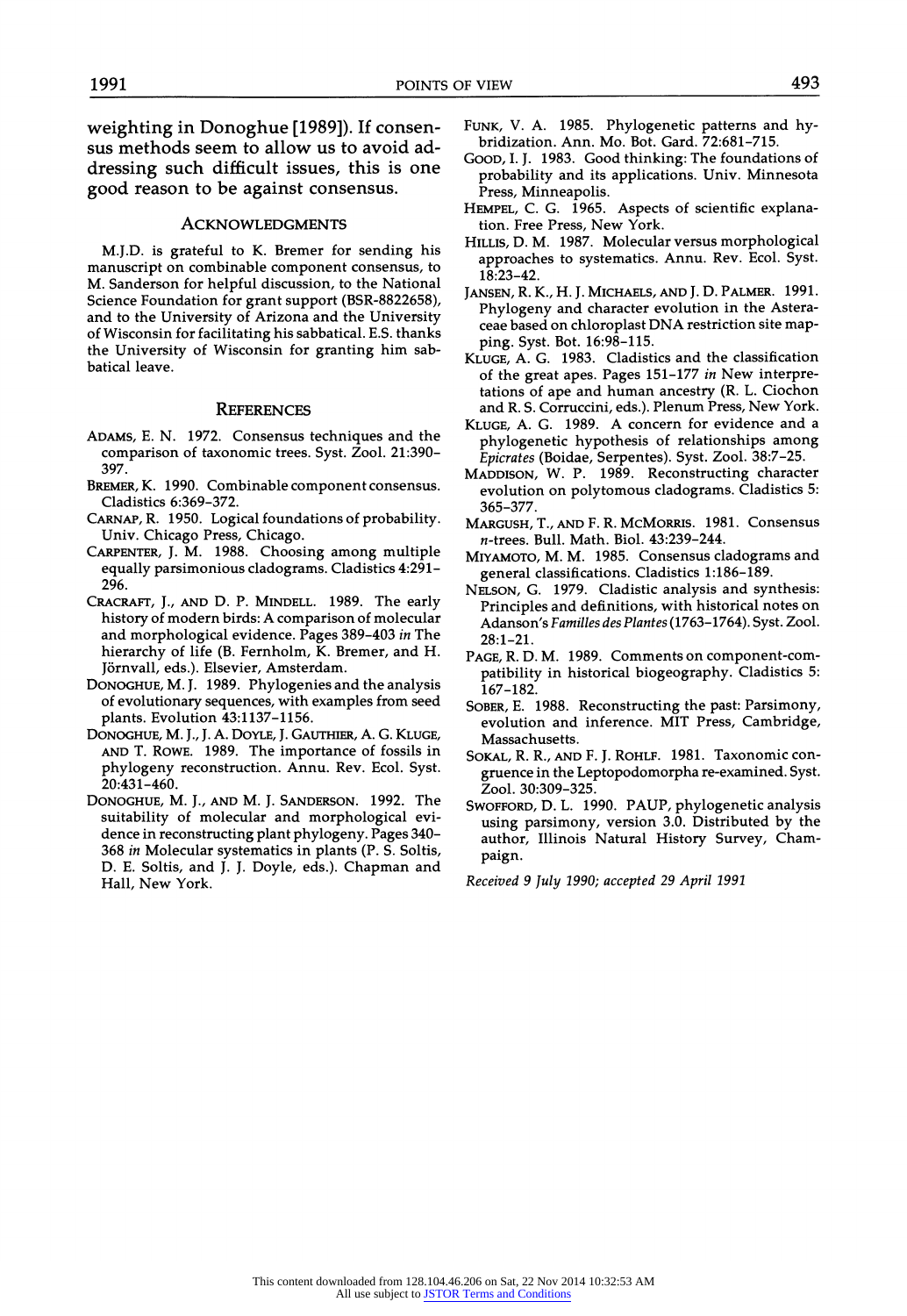weighting in Donoghue [1989]). If consensus methods seem to allow us to avoid addressing such difficult issues, this is one good reason to be against consensus.

## ACKNOWLEDGMENTS

M.J.D. is grateful to K. Bremer for sending his manuscript on combinable component consensus, to M. Sanderson for helpful discussion, to the National Science Foundation for grant support (BSR-8822658), and to the University of Arizona and the University of Wisconsin for facilitating his sabbatical. E.S. thanks the University of Wisconsin for granting him sabbatical leave.

## REFERENCES

ADAMS, E. N. 1972. Consensus techniques and the comparison of taxonomic trees. Syst. Zool. 21:390–397.

BREMER, K. 1990. Combinable component consensus. Cladistics 6:369–372.

CARNAP, R. 1950. Logical foundations of probability. Univ. Chicago Press, Chicago.

CARPENTER, J. M. 1988. Choosing among multiple equally parsimonious cladograms. Cladistics 4:291–296.

CRACRAFT, J., AND D. P. MINDELL. 1989. The early history of modern birds: A comparison of molecular and morphological evidence. Pages 389–403 *in* The hierarchy of life (B. Fernholm, K. Bremer, and H. Jörnvall, eds.). Elsevier, Amsterdam.

DONOGHUE, M. J. 1989. Phylogenies and the analysis of evolutionary sequences, with examples from seed plants. Evolution 43:1137–1156.

DONOGHUE, M. J., J. A. DOYLE, J. GAUTHIER, A. G. KLUGE, AND T. ROWE. 1989. The importance of fossils in phylogeny reconstruction. Annu. Rev. Ecol. Syst. 20:431–460.

DONOGHUE, M. J., AND M. J. SANDERSON. 1992. The suitability of molecular and morphological evidence in reconstructing plant phylogeny. Pages 340–368 *in* Molecular systematics in plants (P. S. Soltis, D. E. Soltis, and J. J. Doyle, eds.). Chapman and Hall, New York.

FUNK, V. A. 1985. Phylogenetic patterns and hybridization. Ann. Mo. Bot. Gard. 72:681–715.

GOOD, I. J. 1983. Good thinking: The foundations of probability and its applications. Univ. Minnesota Press, Minneapolis.

HEMPEL, C. G. 1965. Aspects of scientific explanation. Free Press, New York.

HILLIS, D. M. 1987. Molecular versus morphological approaches to systematics. Annu. Rev. Ecol. Syst. 18:23–42.

JANSEN, R. K., H. J. MICHAELS, AND J. D. PALMER. 1991. Phylogeny and character evolution in the Asteraceae based on chloroplast DNA restriction site mapping. Syst. Bot. 16:98–115.

KLUGE, A. G. 1983. Cladistics and the classification of the great apes. Pages 151–177 *in* New interpretations of ape and human ancestry (R. L. Ciochon and R. S. Corruccini, eds.). Plenum Press, New York.

KLUGE, A. G. 1989. A concern for evidence and a phylogenetic hypothesis of relationships among *Epicrates* (Boidae, Serpentes). Syst. Zool. 38:7–25.

MADDISON, W. P. 1989. Reconstructing character evolution on polytomous cladograms. Cladistics 5:365–377.

MARGUSH, T., AND F. R. MCMORRIS. 1981. Consensus *n*-trees. Bull. Math. Biol. 43:239–244.

MIYAMOTO, M. M. 1985. Consensus cladograms and general classifications. Cladistics 1:186–189.

NELSON, G. 1979. Cladistic analysis and synthesis: Principles and definitions, with historical notes on Adanson's *Familles des Plantes* (1763–1764). Syst. Zool. 28:1–21.

PAGE, R. D. M. 1989. Comments on component-compatibility in historical biogeography. Cladistics 5:167–182.

SOBER, E. 1988. Reconstructing the past: Parsimony, evolution and inference. MIT Press, Cambridge, Massachusetts.

SOKAL, R. R., AND F. J. ROHLF. 1981. Taxonomic congruence in the Leptopodomorpha re-examined. Syst. Zool. 30:309–325.

SWOFFORD, D. L. 1990. PAUP, phylogenetic analysis using parsimony, version 3.0. Distributed by the author, Illinois Natural History Survey, Champaign.

*Received 9 July 1990; accepted 29 April 1991*